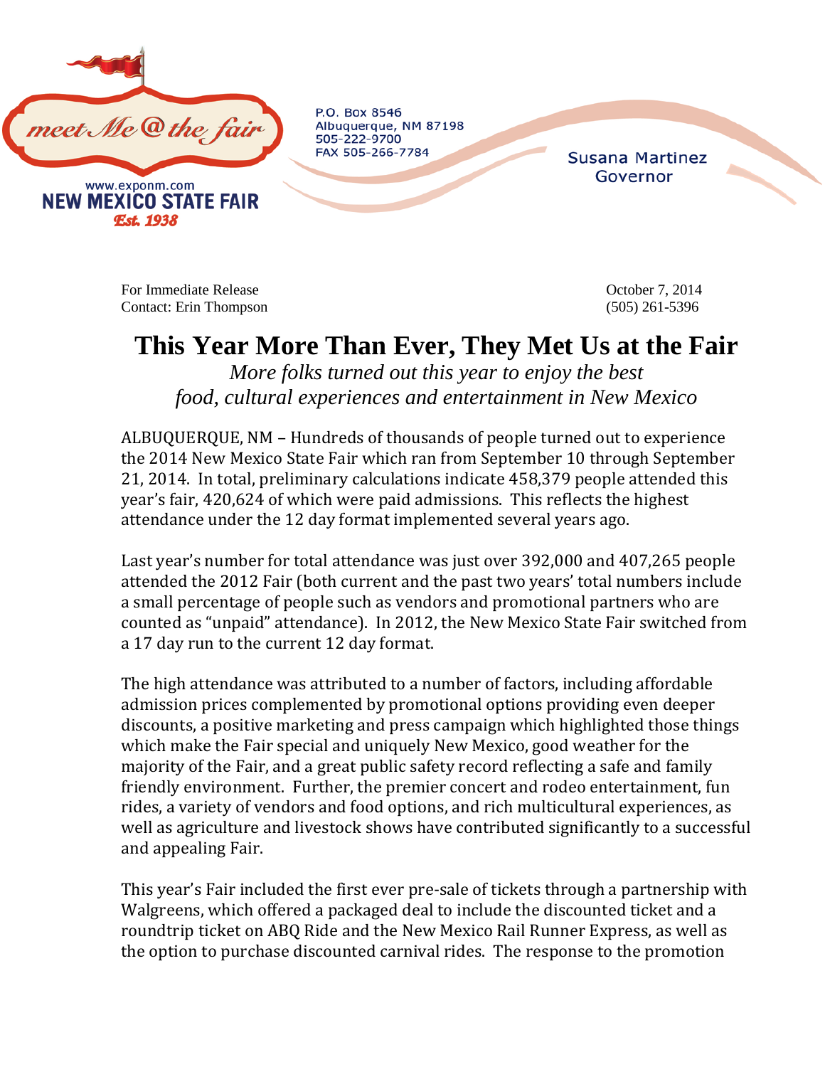meet Me @ the fair

www.exponm.com
NEW MEXICO STATE FAIR
Est. 1938

P.O. Box 8546
Albuquerque, NM 87198
505-222-9700
FAX 505-266-7784

Susana Martinez
Governor

For Immediate Release
Contact: Erin Thompson

October 7, 2014
(505) 261-5396

# This Year More Than Ever, They Met Us at the Fair

*More folks turned out this year to enjoy the best food, cultural experiences and entertainment in New Mexico*

ALBUQUERQUE, NM – Hundreds of thousands of people turned out to experience the 2014 New Mexico State Fair which ran from September 10 through September 21, 2014. In total, preliminary calculations indicate 458,379 people attended this year's fair, 420,624 of which were paid admissions. This reflects the highest attendance under the 12 day format implemented several years ago.

Last year's number for total attendance was just over 392,000 and 407,265 people attended the 2012 Fair (both current and the past two years' total numbers include a small percentage of people such as vendors and promotional partners who are counted as "unpaid" attendance). In 2012, the New Mexico State Fair switched from a 17 day run to the current 12 day format.

The high attendance was attributed to a number of factors, including affordable admission prices complemented by promotional options providing even deeper discounts, a positive marketing and press campaign which highlighted those things which make the Fair special and uniquely New Mexico, good weather for the majority of the Fair, and a great public safety record reflecting a safe and family friendly environment. Further, the premier concert and rodeo entertainment, fun rides, a variety of vendors and food options, and rich multicultural experiences, as well as agriculture and livestock shows have contributed significantly to a successful and appealing Fair.

This year's Fair included the first ever pre-sale of tickets through a partnership with Walgreens, which offered a packaged deal to include the discounted ticket and a roundtrip ticket on ABQ Ride and the New Mexico Rail Runner Express, as well as the option to purchase discounted carnival rides. The response to the promotion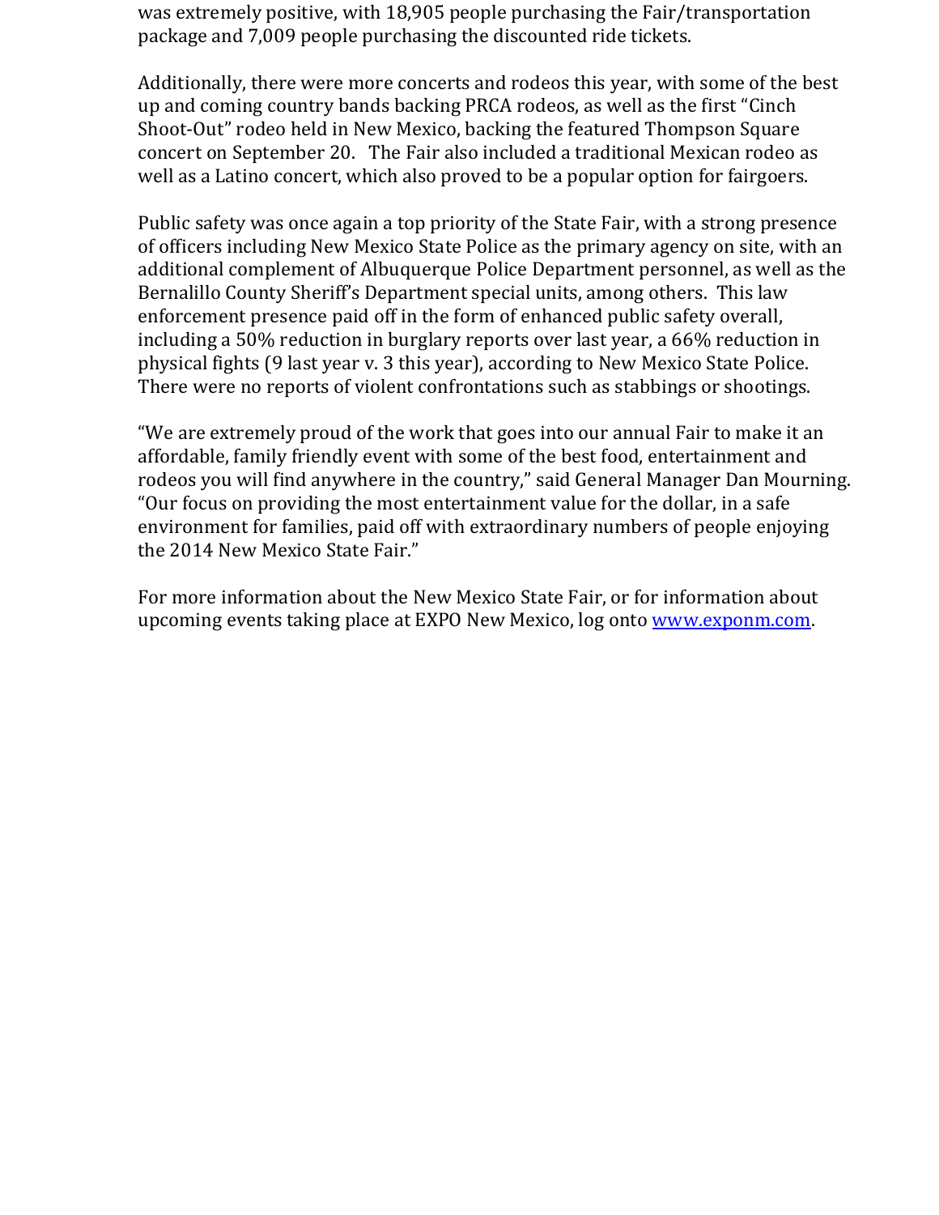was extremely positive, with 18,905 people purchasing the Fair/transportation package and 7,009 people purchasing the discounted ride tickets.

Additionally, there were more concerts and rodeos this year, with some of the best up and coming country bands backing PRCA rodeos, as well as the first "Cinch Shoot-Out" rodeo held in New Mexico, backing the featured Thompson Square concert on September 20. The Fair also included a traditional Mexican rodeo as well as a Latino concert, which also proved to be a popular option for fairgoers.

Public safety was once again a top priority of the State Fair, with a strong presence of officers including New Mexico State Police as the primary agency on site, with an additional complement of Albuquerque Police Department personnel, as well as the Bernalillo County Sheriff's Department special units, among others. This law enforcement presence paid off in the form of enhanced public safety overall, including a 50% reduction in burglary reports over last year, a 66% reduction in physical fights (9 last year v. 3 this year), according to New Mexico State Police. There were no reports of violent confrontations such as stabbings or shootings.

"We are extremely proud of the work that goes into our annual Fair to make it an affordable, family friendly event with some of the best food, entertainment and rodeos you will find anywhere in the country," said General Manager Dan Mourning. "Our focus on providing the most entertainment value for the dollar, in a safe environment for families, paid off with extraordinary numbers of people enjoying the 2014 New Mexico State Fair."

For more information about the New Mexico State Fair, or for information about upcoming events taking place at EXPO New Mexico, log onto [www.exponm.com](http://www.exponm.com).